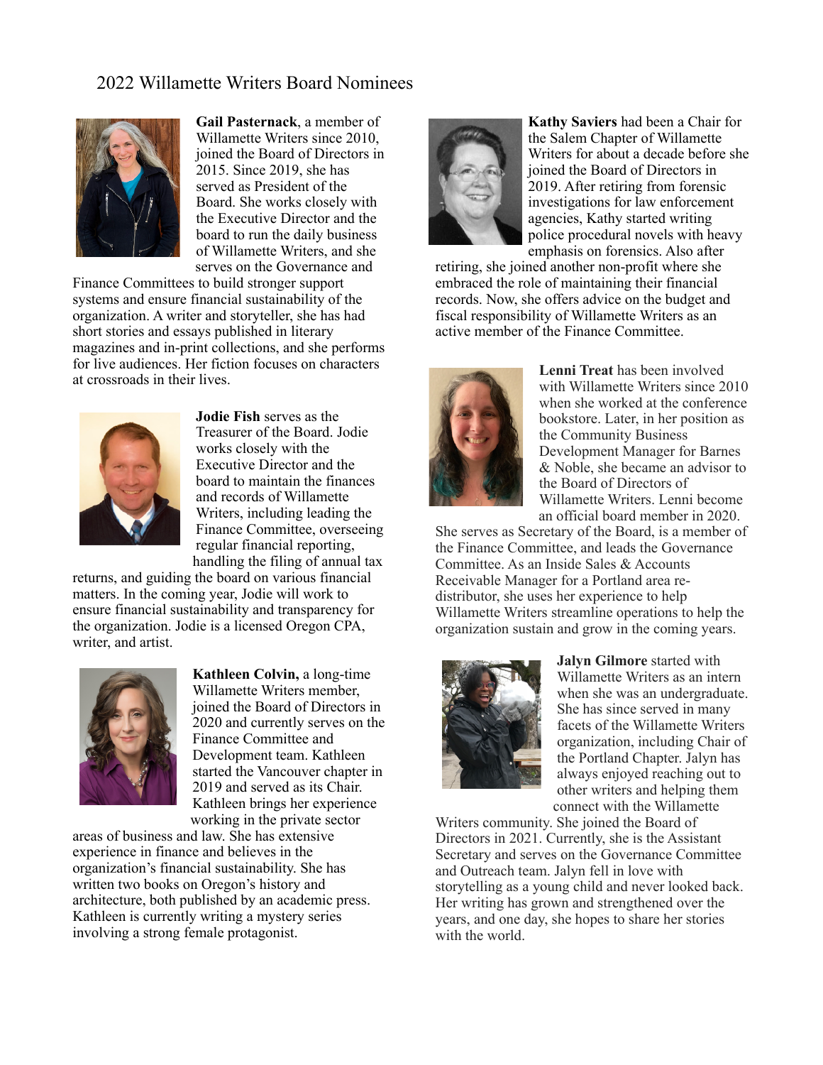# 2022 Willamette Writers Board Nominees

**Gail Pasternack**, a member of Willamette Writers since 2010, joined the Board of Directors in 2015. Since 2019, she has served as President of the Board. She works closely with the Executive Director and the board to run the daily business of Willamette Writers, and she serves on the Governance and Finance Committees to build stronger support systems and ensure financial sustainability of the organization. A writer and storyteller, she has had short stories and essays published in literary magazines and in-print collections, and she performs for live audiences. Her fiction focuses on characters at crossroads in their lives.

**Jodie Fish** serves as the Treasurer of the Board. Jodie works closely with the Executive Director and the board to maintain the finances and records of Willamette Writers, including leading the Finance Committee, overseeing regular financial reporting, handling the filing of annual tax returns, and guiding the board on various financial matters. In the coming year, Jodie will work to ensure financial sustainability and transparency for the organization. Jodie is a licensed Oregon CPA, writer, and artist.

**Kathleen Colvin,** a long-time Willamette Writers member, joined the Board of Directors in 2020 and currently serves on the Finance Committee and Development team. Kathleen started the Vancouver chapter in 2019 and served as its Chair. Kathleen brings her experience working in the private sector areas of business and law. She has extensive experience in finance and believes in the organization's financial sustainability. She has written two books on Oregon's history and architecture, both published by an academic press. Kathleen is currently writing a mystery series involving a strong female protagonist.

**Kathy Saviers** had been a Chair for the Salem Chapter of Willamette Writers for about a decade before she joined the Board of Directors in 2019. After retiring from forensic investigations for law enforcement agencies, Kathy started writing police procedural novels with heavy emphasis on forensics. Also after retiring, she joined another non-profit where she embraced the role of maintaining their financial records. Now, she offers advice on the budget and fiscal responsibility of Willamette Writers as an active member of the Finance Committee.

**Lenni Treat** has been involved with Willamette Writers since 2010 when she worked at the conference bookstore. Later, in her position as the Community Business Development Manager for Barnes & Noble, she became an advisor to the Board of Directors of Willamette Writers. Lenni become an official board member in 2020. She serves as Secretary of the Board, is a member of the Finance Committee, and leads the Governance Committee. As an Inside Sales & Accounts Receivable Manager for a Portland area re-distributor, she uses her experience to help Willamette Writers streamline operations to help the organization sustain and grow in the coming years.

**Jalyn Gilmore** started with Willamette Writers as an intern when she was an undergraduate. She has since served in many facets of the Willamette Writers organization, including Chair of the Portland Chapter. Jalyn has always enjoyed reaching out to other writers and helping them connect with the Willamette Writers community. She joined the Board of Directors in 2021. Currently, she is the Assistant Secretary and serves on the Governance Committee and Outreach team. Jalyn fell in love with storytelling as a young child and never looked back. Her writing has grown and strengthened over the years, and one day, she hopes to share her stories with the world.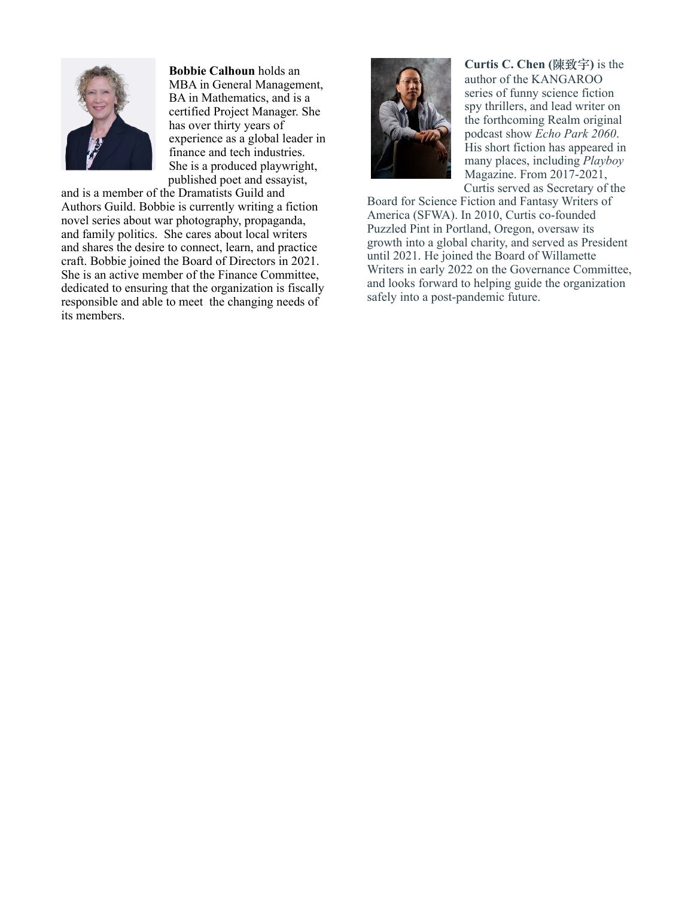**Bobbie Calhoun** holds an MBA in General Management, BA in Mathematics, and is a certified Project Manager. She has over thirty years of experience as a global leader in finance and tech industries. She is a produced playwright, published poet and essayist, and is a member of the Dramatists Guild and Authors Guild. Bobbie is currently writing a fiction novel series about war photography, propaganda, and family politics. She cares about local writers and shares the desire to connect, learn, and practice craft. Bobbie joined the Board of Directors in 2021. She is an active member of the Finance Committee, dedicated to ensuring that the organization is fiscally responsible and able to meet the changing needs of its members.

**Curtis C. Chen (陳致宇)** is the author of the KANGAROO series of funny science fiction spy thrillers, and lead writer on the forthcoming Realm original podcast show *Echo Park 2060*. His short fiction has appeared in many places, including *Playboy* Magazine. From 2017-2021, Curtis served as Secretary of the Board for Science Fiction and Fantasy Writers of America (SFWA). In 2010, Curtis co-founded Puzzled Pint in Portland, Oregon, oversaw its growth into a global charity, and served as President until 2021. He joined the Board of Willamette Writers in early 2022 on the Governance Committee, and looks forward to helping guide the organization safely into a post-pandemic future.